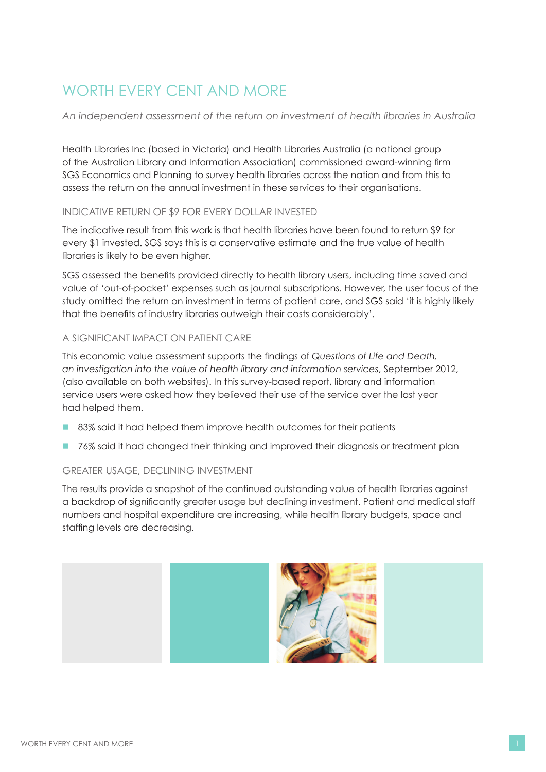# WORTH EVERY CENT AND MORE

*An independent assessment of the return on investment of health libraries in Australia*

Health Libraries Inc (based in Victoria) and Health Libraries Australia (a national group of the Australian Library and Information Association) commissioned award-winning firm SGS Economics and Planning to survey health libraries across the nation and from this to assess the return on the annual investment in these services to their organisations.

## INDICATIVE RETURN OF $9 FOR EVERY DOLLAR INVESTED

The indicative result from this work is that health libraries have been found to return $9 for every $1 invested. SGS says this is a conservative estimate and the true value of health libraries is likely to be even higher.

SGS assessed the benefits provided directly to health library users, including time saved and value of 'out-of-pocket' expenses such as journal subscriptions. However, the user focus of the study omitted the return on investment in terms of patient care, and SGS said 'it is highly likely that the benefits of industry libraries outweigh their costs considerably'.

## A SIGNIFICANT IMPACT ON PATIENT CARE

This economic value assessment supports the findings of *Questions of Life and Death, an investigation into the value of health library and information services*, September 2012, (also available on both websites). In this survey-based report, library and information service users were asked how they believed their use of the service over the last year had helped them.

- 83% said it had helped them improve health outcomes for their patients
- 76% said it had changed their thinking and improved their diagnosis or treatment plan

## GREATER USAGE, DECLINING INVESTMENT

The results provide a snapshot of the continued outstanding value of health libraries against a backdrop of significantly greater usage but declining investment. Patient and medical staff numbers and hospital expenditure are increasing, while health library budgets, space and staffing levels are decreasing.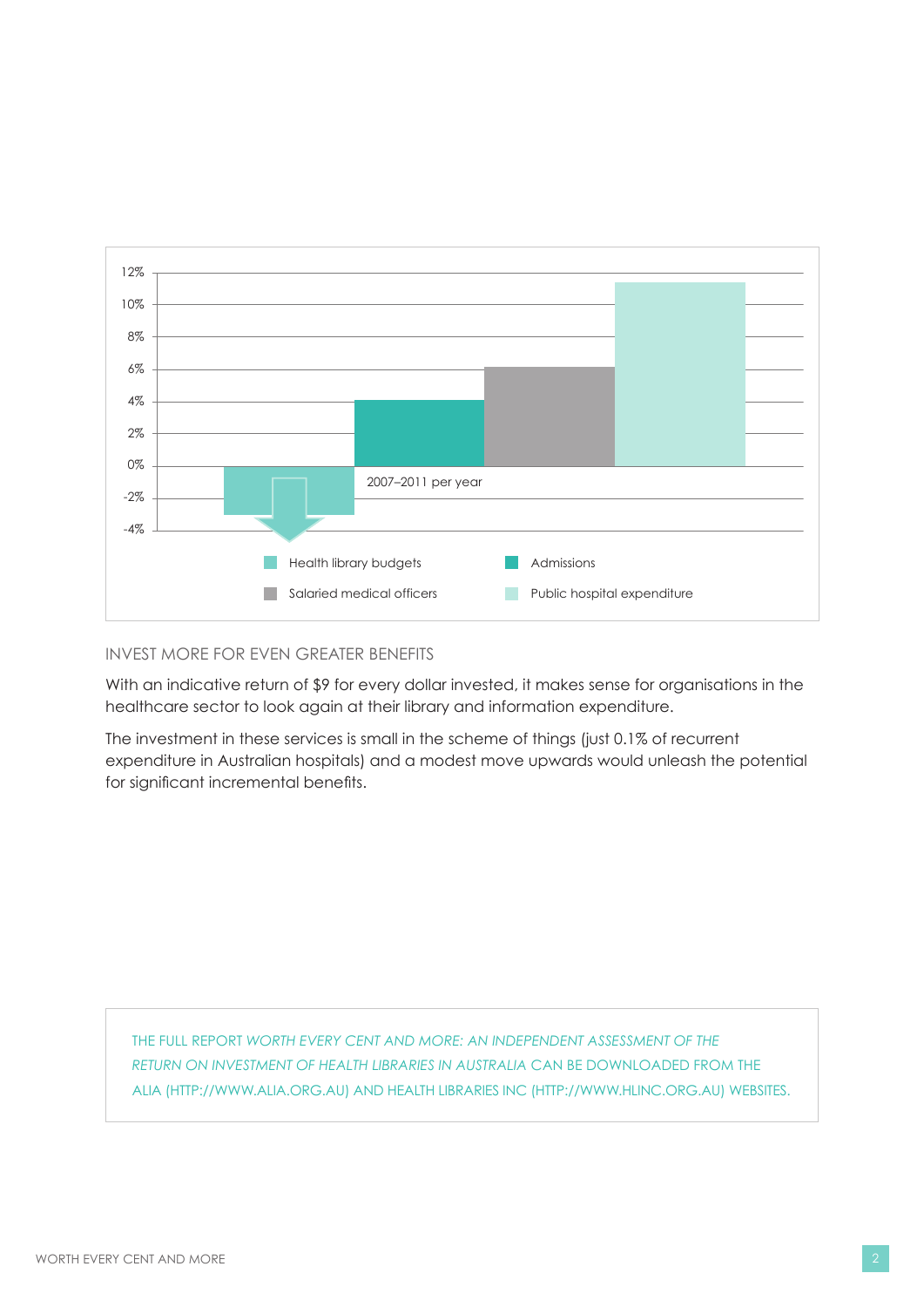12%
10%
8%
6%
4%
2%
0%
-2%
-4%

2007–2011 per year

Health library budgets
Admissions
Salaried medical officers
Public hospital expenditure

## INVEST MORE FOR EVEN GREATER BENEFITS

With an indicative return of $9 for every dollar invested, it makes sense for organisations in the healthcare sector to look again at their library and information expenditure.

The investment in these services is small in the scheme of things (just 0.1% of recurrent expenditure in Australian hospitals) and a modest move upwards would unleash the potential for significant incremental benefits.

THE FULL REPORT *WORTH EVERY CENT AND MORE: AN INDEPENDENT ASSESSMENT OF THE RETURN ON INVESTMENT OF HEALTH LIBRARIES IN AUSTRALIA* CAN BE DOWNLOADED FROM THE ALIA (HTTP://WWW.ALIA.ORG.AU) AND HEALTH LIBRARIES INC (HTTP://WWW.HLINC.ORG.AU) WEBSITES.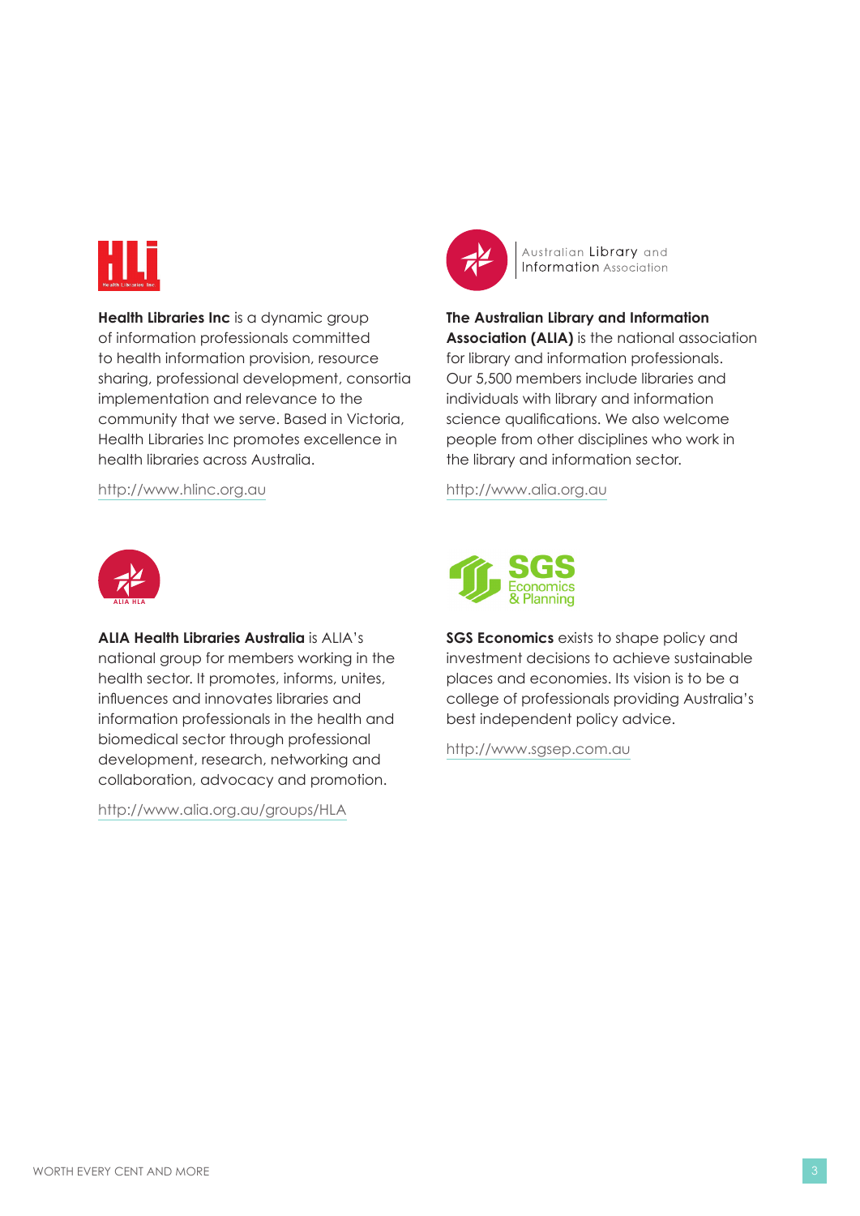**Health Libraries Inc** is a dynamic group of information professionals committed to health information provision, resource sharing, professional development, consortia implementation and relevance to the community that we serve. Based in Victoria, Health Libraries Inc promotes excellence in health libraries across Australia.

http://www.hlinc.org.au

**The Australian Library and Information Association (ALIA)** is the national association for library and information professionals. Our 5,500 members include libraries and individuals with library and information science qualifications. We also welcome people from other disciplines who work in the library and information sector.

http://www.alia.org.au

**ALIA Health Libraries Australia** is ALIA's national group for members working in the health sector. It promotes, informs, unites, influences and innovates libraries and information professionals in the health and biomedical sector through professional development, research, networking and collaboration, advocacy and promotion.

http://www.alia.org.au/groups/HLA

**SGS Economics** exists to shape policy and investment decisions to achieve sustainable places and economies. Its vision is to be a college of professionals providing Australia's best independent policy advice.

http://www.sgsep.com.au